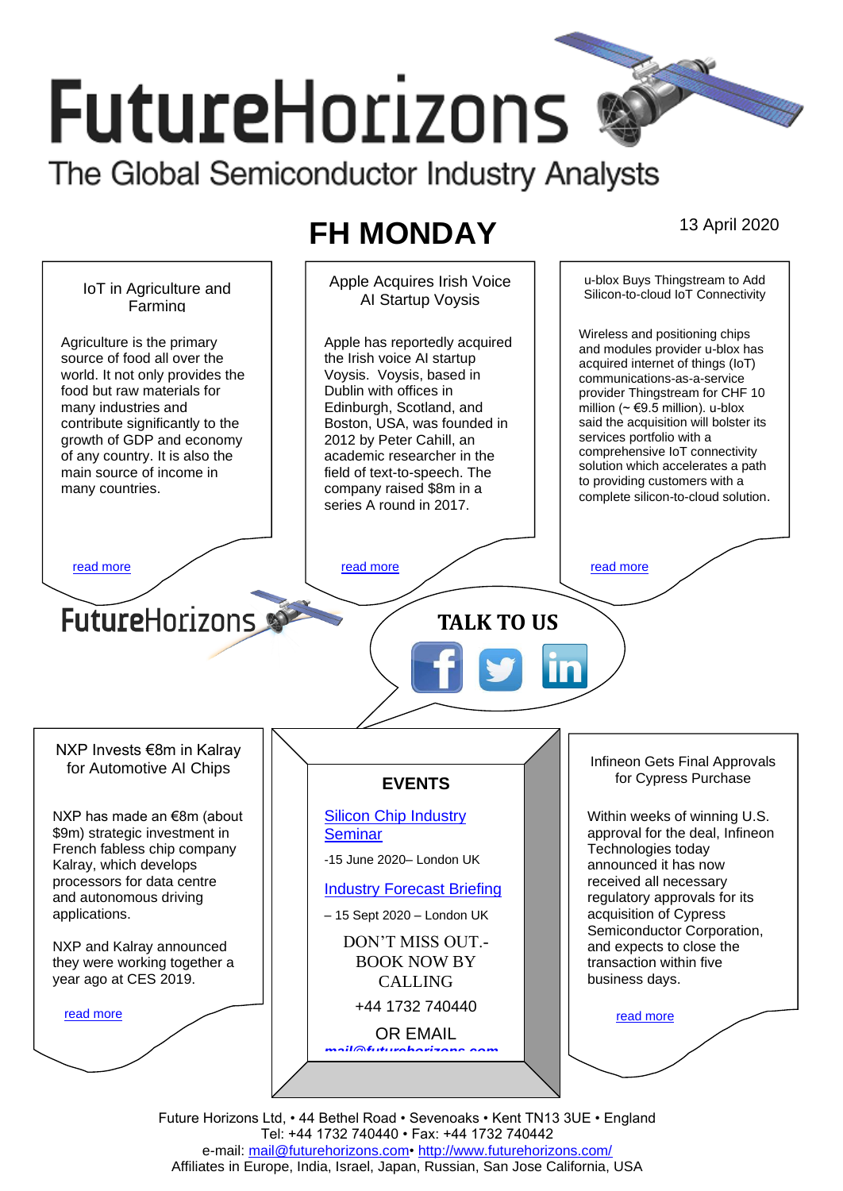# FutureHorizons

The Global Semiconductor Industry Analysts

## FH MONDAY

13 April 2020

### IoT in Agriculture and Farming

Agriculture is the primary source of food all over the world. It not only provides the food but raw materials for many industries and contribute significantly to the growth of GDP and economy of any country. It is also the main source of income in many countries.

read more

### Apple Acquires Irish Voice AI Startup Voysis

Apple has reportedly acquired the Irish voice AI startup Voysis. Voysis, based in Dublin with offices in Edinburgh, Scotland, and Boston, USA, was founded in 2012 by Peter Cahill, an academic researcher in the field of text-to-speech. The company raised $8m in a series A round in 2017.

read more

### u-blox Buys Thingstream to Add Silicon-to-cloud IoT Connectivity

Wireless and positioning chips and modules provider u-blox has acquired internet of things (IoT) communications-as-a-service provider Thingstream for CHF 10 million (~ €9.5 million). u-blox said the acquisition will bolster its services portfolio with a comprehensive IoT connectivity solution which accelerates a path to providing customers with a complete silicon-to-cloud solution.

read more

FutureHorizons

**TALK TO US**

### NXP Invests €8m in Kalray for Automotive AI Chips

NXP has made an €8m (about $9m) strategic investment in French fabless chip company Kalray, which develops processors for data centre and autonomous driving applications.

NXP and Kalray announced they were working together a year ago at CES 2019.

read more

### EVENTS

Silicon Chip Industry Seminar

-15 June 2020– London UK

Industry Forecast Briefing

– 15 Sept 2020 – London UK

DON'T MISS OUT.- BOOK NOW BY CALLING

+44 1732 740440

OR EMAIL

mail@futurehorizons.com

### Infineon Gets Final Approvals for Cypress Purchase

Within weeks of winning U.S. approval for the deal, Infineon Technologies today announced it has now received all necessary regulatory approvals for its acquisition of Cypress Semiconductor Corporation, and expects to close the transaction within five business days.

read more

Future Horizons Ltd, • 44 Bethel Road • Sevenoaks • Kent TN13 3UE • England
Tel: +44 1732 740440 • Fax: +44 1732 740442
e-mail: mail@futurehorizons.com• http://www.futurehorizons.com/
Affiliates in Europe, India, Israel, Japan, Russian, San Jose California, USA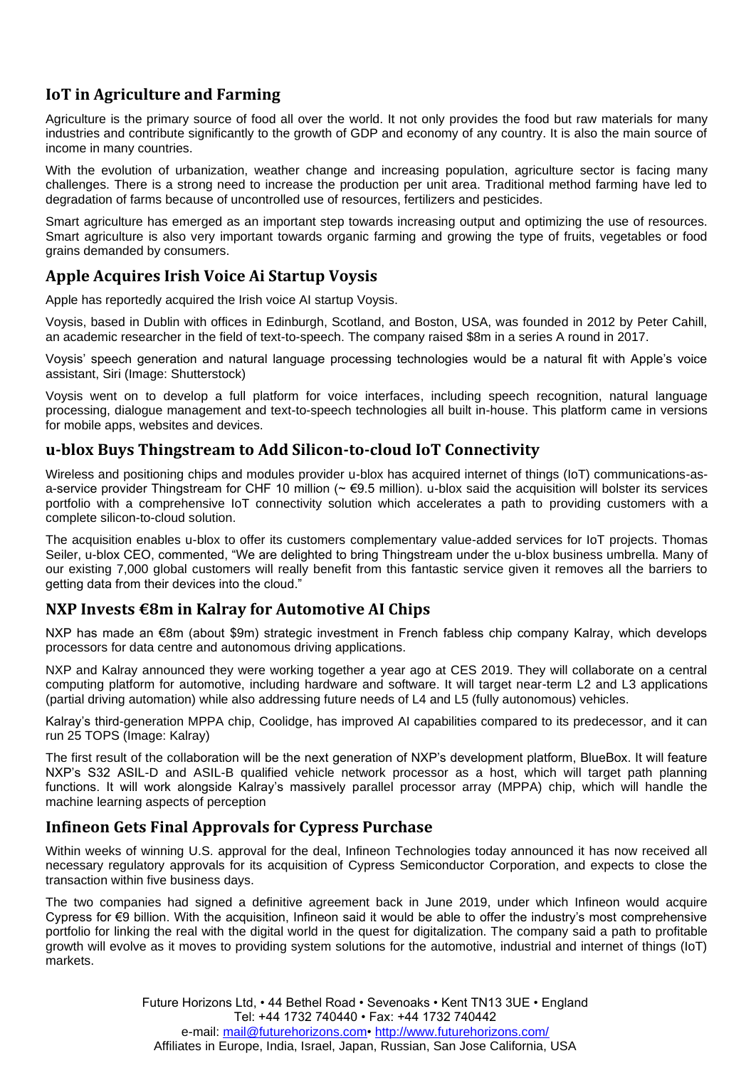## IoT in Agriculture and Farming

Agriculture is the primary source of food all over the world. It not only provides the food but raw materials for many industries and contribute significantly to the growth of GDP and economy of any country. It is also the main source of income in many countries.

With the evolution of urbanization, weather change and increasing population, agriculture sector is facing many challenges. There is a strong need to increase the production per unit area. Traditional method farming have led to degradation of farms because of uncontrolled use of resources, fertilizers and pesticides.

Smart agriculture has emerged as an important step towards increasing output and optimizing the use of resources. Smart agriculture is also very important towards organic farming and growing the type of fruits, vegetables or food grains demanded by consumers.

## Apple Acquires Irish Voice Ai Startup Voysis

Apple has reportedly acquired the Irish voice AI startup Voysis.

Voysis, based in Dublin with offices in Edinburgh, Scotland, and Boston, USA, was founded in 2012 by Peter Cahill, an academic researcher in the field of text-to-speech. The company raised $8m in a series A round in 2017.

Voysis' speech generation and natural language processing technologies would be a natural fit with Apple's voice assistant, Siri (Image: Shutterstock)

Voysis went on to develop a full platform for voice interfaces, including speech recognition, natural language processing, dialogue management and text-to-speech technologies all built in-house. This platform came in versions for mobile apps, websites and devices.

## u-blox Buys Thingstream to Add Silicon-to-cloud IoT Connectivity

Wireless and positioning chips and modules provider u-blox has acquired internet of things (IoT) communications-as-a-service provider Thingstream for CHF 10 million (~ €9.5 million). u-blox said the acquisition will bolster its services portfolio with a comprehensive IoT connectivity solution which accelerates a path to providing customers with a complete silicon-to-cloud solution.

The acquisition enables u-blox to offer its customers complementary value-added services for IoT projects. Thomas Seiler, u-blox CEO, commented, "We are delighted to bring Thingstream under the u-blox business umbrella. Many of our existing 7,000 global customers will really benefit from this fantastic service given it removes all the barriers to getting data from their devices into the cloud."

## NXP Invests €8m in Kalray for Automotive AI Chips

NXP has made an €8m (about $9m) strategic investment in French fabless chip company Kalray, which develops processors for data centre and autonomous driving applications.

NXP and Kalray announced they were working together a year ago at CES 2019. They will collaborate on a central computing platform for automotive, including hardware and software. It will target near-term L2 and L3 applications (partial driving automation) while also addressing future needs of L4 and L5 (fully autonomous) vehicles.

Kalray's third-generation MPPA chip, Coolidge, has improved AI capabilities compared to its predecessor, and it can run 25 TOPS (Image: Kalray)

The first result of the collaboration will be the next generation of NXP's development platform, BlueBox. It will feature NXP's S32 ASIL-D and ASIL-B qualified vehicle network processor as a host, which will target path planning functions. It will work alongside Kalray's massively parallel processor array (MPPA) chip, which will handle the machine learning aspects of perception

## Infineon Gets Final Approvals for Cypress Purchase

Within weeks of winning U.S. approval for the deal, Infineon Technologies today announced it has now received all necessary regulatory approvals for its acquisition of Cypress Semiconductor Corporation, and expects to close the transaction within five business days.

The two companies had signed a definitive agreement back in June 2019, under which Infineon would acquire Cypress for €9 billion. With the acquisition, Infineon said it would be able to offer the industry's most comprehensive portfolio for linking the real with the digital world in the quest for digitalization. The company said a path to profitable growth will evolve as it moves to providing system solutions for the automotive, industrial and internet of things (IoT) markets.